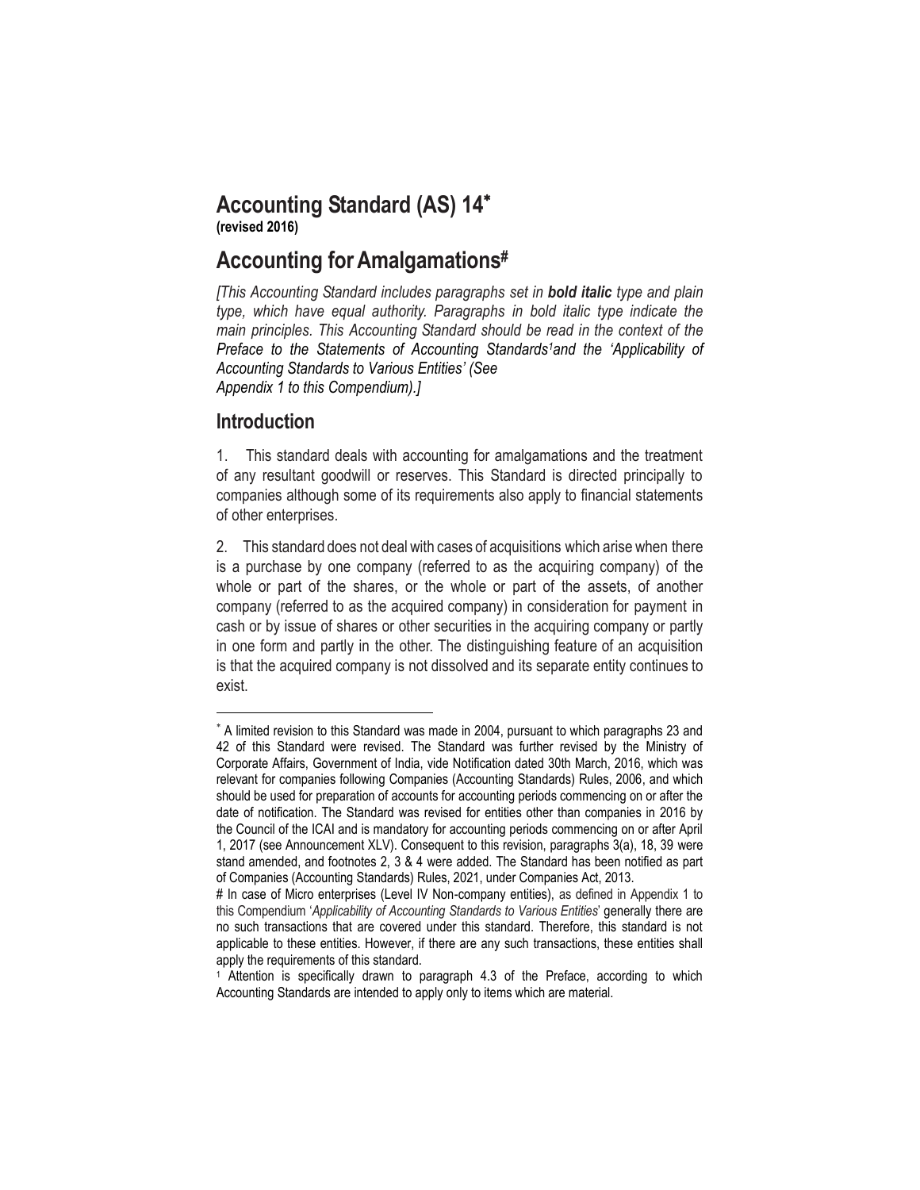# Accounting Standard (AS) 14*

**(revised 2016)**

# Accounting for Amalgamations#

*[This Accounting Standard includes paragraphs set in **bold italic** type and plain type, which have equal authority. Paragraphs in bold italic type indicate the main principles. This Accounting Standard should be read in the context of the Preface to the Statements of Accounting Standards[1] and the 'Applicability of Accounting Standards to Various Entities' (See Appendix 1 to this Compendium).]*

## Introduction

1. This standard deals with accounting for amalgamations and the treatment of any resultant goodwill or reserves. This Standard is directed principally to companies although some of its requirements also apply to financial statements of other enterprises.

2. This standard does not deal with cases of acquisitions which arise when there is a purchase by one company (referred to as the acquiring company) of the whole or part of the shares, or the whole or part of the assets, of another company (referred to as the acquired company) in consideration for payment in cash or by issue of shares or other securities in the acquiring company or partly in one form and partly in the other. The distinguishing feature of an acquisition is that the acquired company is not dissolved and its separate entity continues to exist.

---

* A limited revision to this Standard was made in 2004, pursuant to which paragraphs 23 and 42 of this Standard were revised. The Standard was further revised by the Ministry of Corporate Affairs, Government of India, vide Notification dated 30th March, 2016, which was relevant for companies following Companies (Accounting Standards) Rules, 2006, and which should be used for preparation of accounts for accounting periods commencing on or after the date of notification. The Standard was revised for entities other than companies in 2016 by the Council of the ICAI and is mandatory for accounting periods commencing on or after April 1, 2017 (see Announcement XLV). Consequent to this revision, paragraphs 3(a), 18, 39 were stand amended, and footnotes 2, 3 & 4 were added. The Standard has been notified as part of Companies (Accounting Standards) Rules, 2021, under Companies Act, 2013.

# In case of Micro enterprises (Level IV Non-company entities), as defined in Appendix 1 to this Compendium '*Applicability of Accounting Standards to Various Entities*' generally there are no such transactions that are covered under this standard. Therefore, this standard is not applicable to these entities. However, if there are any such transactions, these entities shall apply the requirements of this standard.

[1] Attention is specifically drawn to paragraph 4.3 of the Preface, according to which Accounting Standards are intended to apply only to items which are material.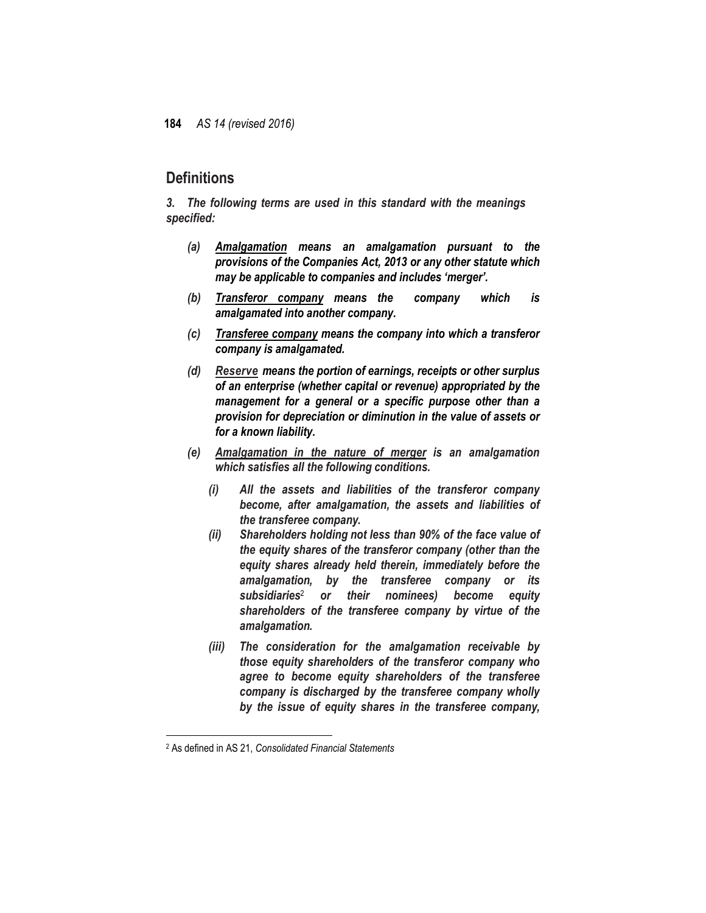## Definitions

***3. The following terms are used in this standard with the meanings specified:***

*(a)* ***Amalgamation*** ***means an amalgamation pursuant to the provisions of the Companies Act, 2013 or any other statute which may be applicable to companies and includes 'merger'.***

*(b)* ***Transferor company*** ***means the company which is amalgamated into another company.***

*(c)* ***Transferee company*** ***means the company into which a transferor company is amalgamated.***

*(d)* ***Reserve*** ***means the portion of earnings, receipts or other surplus of an enterprise (whether capital or revenue) appropriated by the management for a general or a specific purpose other than a provision for depreciation or diminution in the value of assets or for a known liability.***

*(e)* ***Amalgamation in the nature of merger*** ***is an amalgamation which satisfies all the following conditions.***

*(i)* ***All the assets and liabilities of the transferor company become, after amalgamation, the assets and liabilities of the transferee company.***

*(ii)* ***Shareholders holding not less than 90% of the face value of the equity shares of the transferor company (other than the equity shares already held therein, immediately before the amalgamation, by the transferee company or its subsidiaries[2] or their nominees) become equity shareholders of the transferee company by virtue of the amalgamation.***

*(iii)* ***The consideration for the amalgamation receivable by those equity shareholders of the transferor company who agree to become equity shareholders of the transferee company is discharged by the transferee company wholly by the issue of equity shares in the transferee company,***

---

[2] As defined in AS 21, *Consolidated Financial Statements*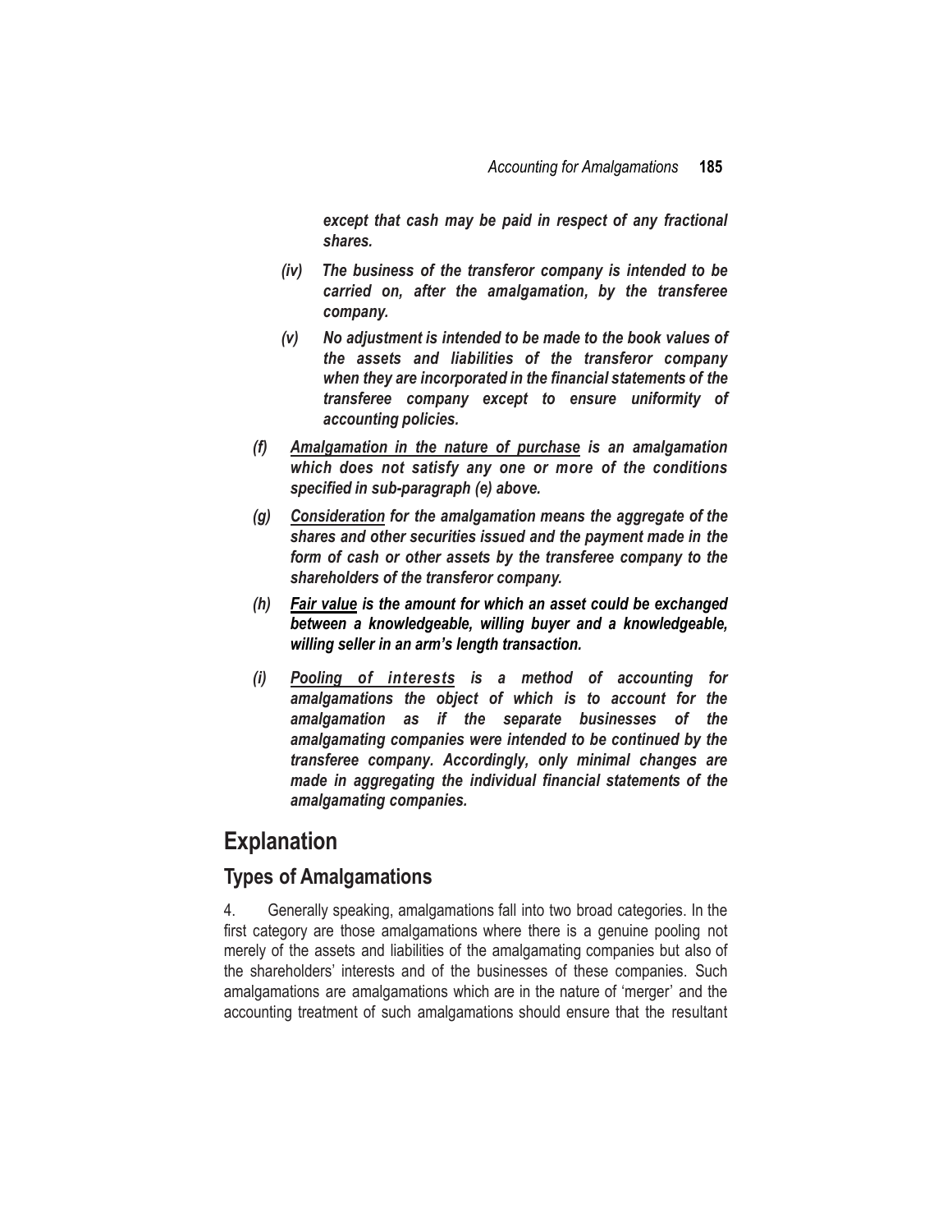*except that cash may be paid in respect of any fractional shares.*

*(iv) The business of the transferor company is intended to be carried on, after the amalgamation, by the transferee company.*

*(v) No adjustment is intended to be made to the book values of the assets and liabilities of the transferor company when they are incorporated in the financial statements of the transferee company except to ensure uniformity of accounting policies.*

*(f) Amalgamation in the nature of purchase is an amalgamation which does not satisfy any one or more of the conditions specified in sub-paragraph (e) above.*

*(g) Consideration for the amalgamation means the aggregate of the shares and other securities issued and the payment made in the form of cash or other assets by the transferee company to the shareholders of the transferor company.*

*(h) Fair value is the amount for which an asset could be exchanged between a knowledgeable, willing buyer and a knowledgeable, willing seller in an arm's length transaction.*

*(i) Pooling of interests is a method of accounting for amalgamations the object of which is to account for the amalgamation as if the separate businesses of the amalgamating companies were intended to be continued by the transferee company. Accordingly, only minimal changes are made in aggregating the individual financial statements of the amalgamating companies.*

## Explanation

### Types of Amalgamations

4. Generally speaking, amalgamations fall into two broad categories. In the first category are those amalgamations where there is a genuine pooling not merely of the assets and liabilities of the amalgamating companies but also of the shareholders' interests and of the businesses of these companies. Such amalgamations are amalgamations which are in the nature of 'merger' and the accounting treatment of such amalgamations should ensure that the resultant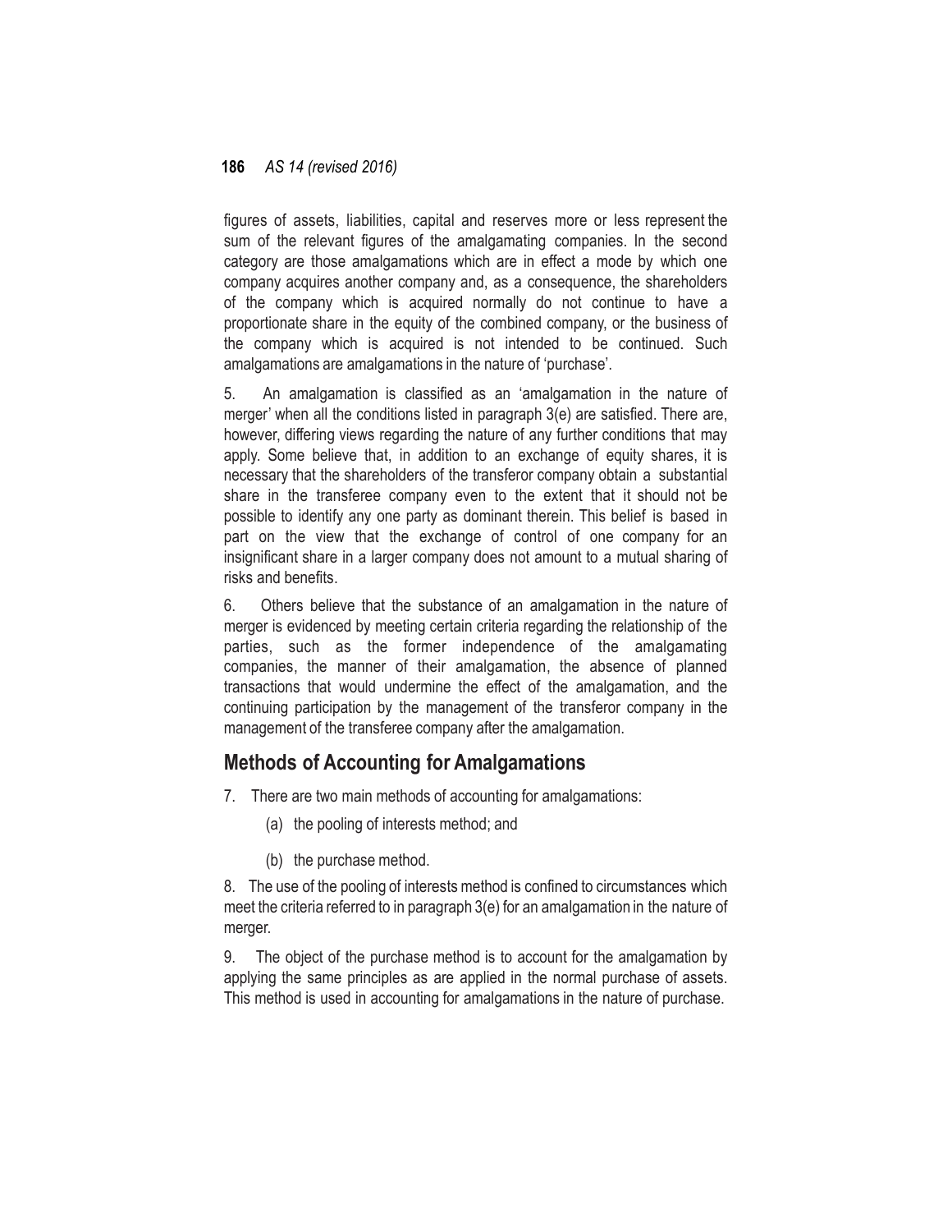figures of assets, liabilities, capital and reserves more or less represent the sum of the relevant figures of the amalgamating companies. In the second category are those amalgamations which are in effect a mode by which one company acquires another company and, as a consequence, the shareholders of the company which is acquired normally do not continue to have a proportionate share in the equity of the combined company, or the business of the company which is acquired is not intended to be continued. Such amalgamations are amalgamations in the nature of 'purchase'.

5. An amalgamation is classified as an 'amalgamation in the nature of merger' when all the conditions listed in paragraph 3(e) are satisfied. There are, however, differing views regarding the nature of any further conditions that may apply. Some believe that, in addition to an exchange of equity shares, it is necessary that the shareholders of the transferor company obtain a substantial share in the transferee company even to the extent that it should not be possible to identify any one party as dominant therein. This belief is based in part on the view that the exchange of control of one company for an insignificant share in a larger company does not amount to a mutual sharing of risks and benefits.

6. Others believe that the substance of an amalgamation in the nature of merger is evidenced by meeting certain criteria regarding the relationship of the parties, such as the former independence of the amalgamating companies, the manner of their amalgamation, the absence of planned transactions that would undermine the effect of the amalgamation, and the continuing participation by the management of the transferor company in the management of the transferee company after the amalgamation.

## Methods of Accounting for Amalgamations

7. There are two main methods of accounting for amalgamations:

   (a) the pooling of interests method; and

   (b) the purchase method.

8. The use of the pooling of interests method is confined to circumstances which meet the criteria referred to in paragraph 3(e) for an amalgamation in the nature of merger.

9. The object of the purchase method is to account for the amalgamation by applying the same principles as are applied in the normal purchase of assets. This method is used in accounting for amalgamations in the nature of purchase.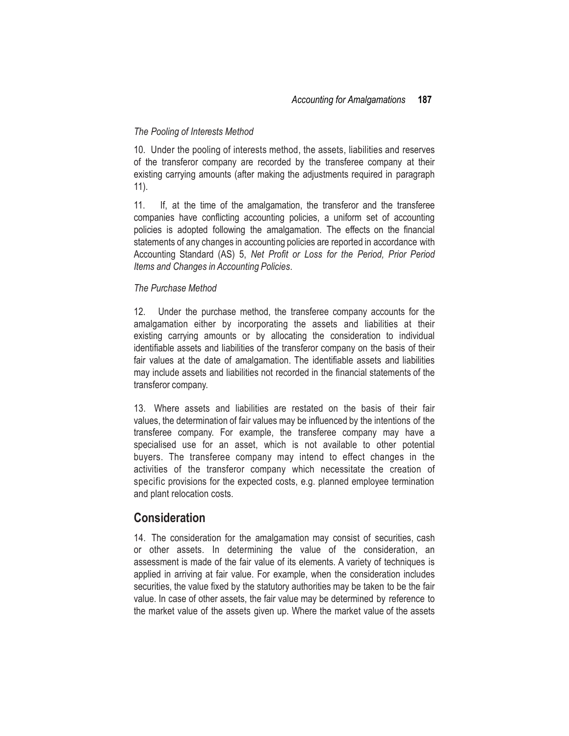*The Pooling of Interests Method*

10. Under the pooling of interests method, the assets, liabilities and reserves of the transferor company are recorded by the transferee company at their existing carrying amounts (after making the adjustments required in paragraph 11).

11. If, at the time of the amalgamation, the transferor and the transferee companies have conflicting accounting policies, a uniform set of accounting policies is adopted following the amalgamation. The effects on the financial statements of any changes in accounting policies are reported in accordance with Accounting Standard (AS) 5, *Net Profit or Loss for the Period, Prior Period Items and Changes in Accounting Policies*.

*The Purchase Method*

12. Under the purchase method, the transferee company accounts for the amalgamation either by incorporating the assets and liabilities at their existing carrying amounts or by allocating the consideration to individual identifiable assets and liabilities of the transferor company on the basis of their fair values at the date of amalgamation. The identifiable assets and liabilities may include assets and liabilities not recorded in the financial statements of the transferor company.

13. Where assets and liabilities are restated on the basis of their fair values, the determination of fair values may be influenced by the intentions of the transferee company. For example, the transferee company may have a specialised use for an asset, which is not available to other potential buyers. The transferee company may intend to effect changes in the activities of the transferor company which necessitate the creation of specific provisions for the expected costs, e.g. planned employee termination and plant relocation costs.

## Consideration

14. The consideration for the amalgamation may consist of securities, cash or other assets. In determining the value of the consideration, an assessment is made of the fair value of its elements. A variety of techniques is applied in arriving at fair value. For example, when the consideration includes securities, the value fixed by the statutory authorities may be taken to be the fair value. In case of other assets, the fair value may be determined by reference to the market value of the assets given up. Where the market value of the assets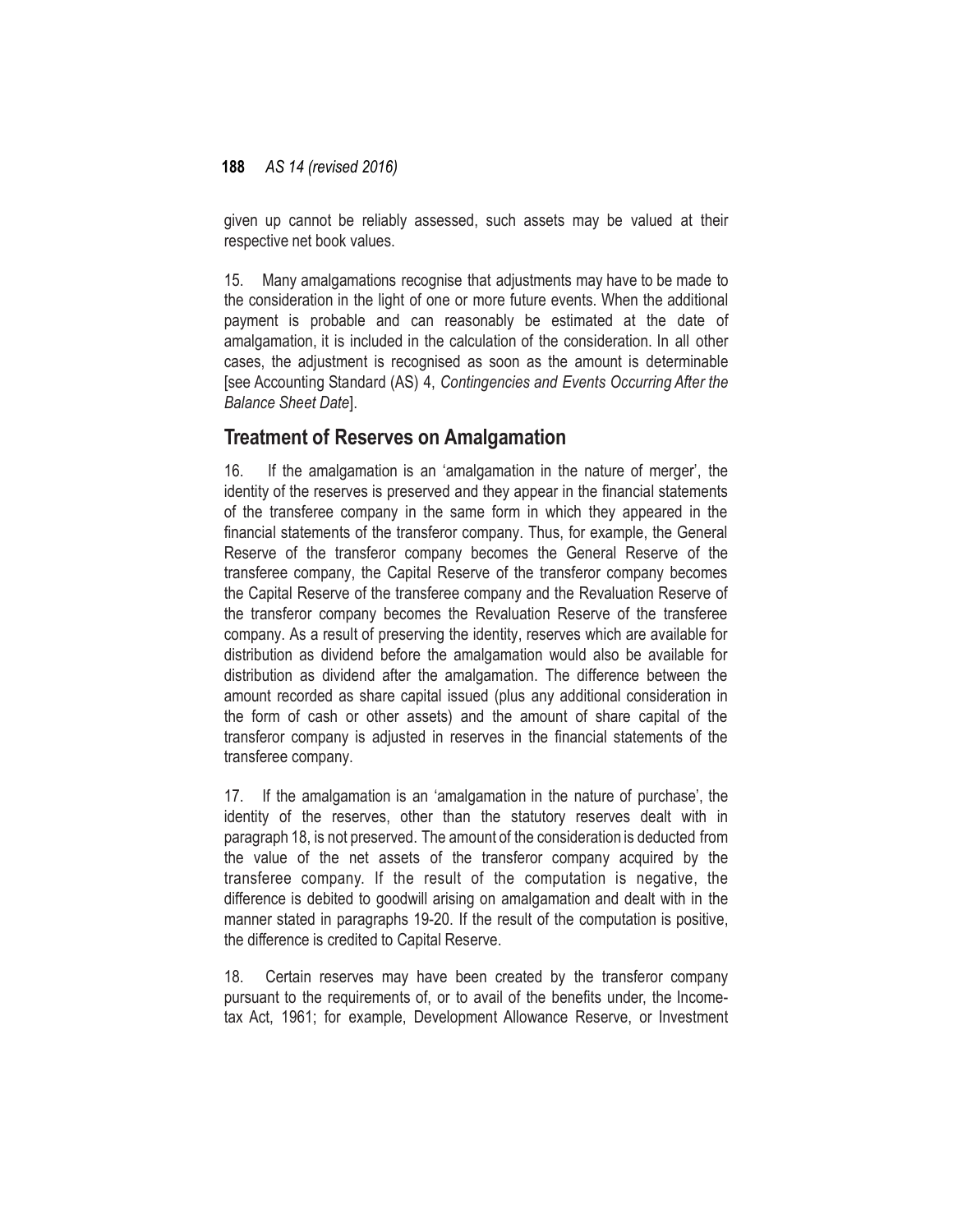given up cannot be reliably assessed, such assets may be valued at their respective net book values.

15. Many amalgamations recognise that adjustments may have to be made to the consideration in the light of one or more future events. When the additional payment is probable and can reasonably be estimated at the date of amalgamation, it is included in the calculation of the consideration. In all other cases, the adjustment is recognised as soon as the amount is determinable [see Accounting Standard (AS) 4, *Contingencies and Events Occurring After the Balance Sheet Date*].

## Treatment of Reserves on Amalgamation

16. If the amalgamation is an 'amalgamation in the nature of merger', the identity of the reserves is preserved and they appear in the financial statements of the transferee company in the same form in which they appeared in the financial statements of the transferor company. Thus, for example, the General Reserve of the transferor company becomes the General Reserve of the transferee company, the Capital Reserve of the transferor company becomes the Capital Reserve of the transferee company and the Revaluation Reserve of the transferor company becomes the Revaluation Reserve of the transferee company. As a result of preserving the identity, reserves which are available for distribution as dividend before the amalgamation would also be available for distribution as dividend after the amalgamation. The difference between the amount recorded as share capital issued (plus any additional consideration in the form of cash or other assets) and the amount of share capital of the transferor company is adjusted in reserves in the financial statements of the transferee company.

17. If the amalgamation is an 'amalgamation in the nature of purchase', the identity of the reserves, other than the statutory reserves dealt with in paragraph 18, is not preserved. The amount of the consideration is deducted from the value of the net assets of the transferor company acquired by the transferee company. If the result of the computation is negative, the difference is debited to goodwill arising on amalgamation and dealt with in the manner stated in paragraphs 19-20. If the result of the computation is positive, the difference is credited to Capital Reserve.

18. Certain reserves may have been created by the transferor company pursuant to the requirements of, or to avail of the benefits under, the Income-tax Act, 1961; for example, Development Allowance Reserve, or Investment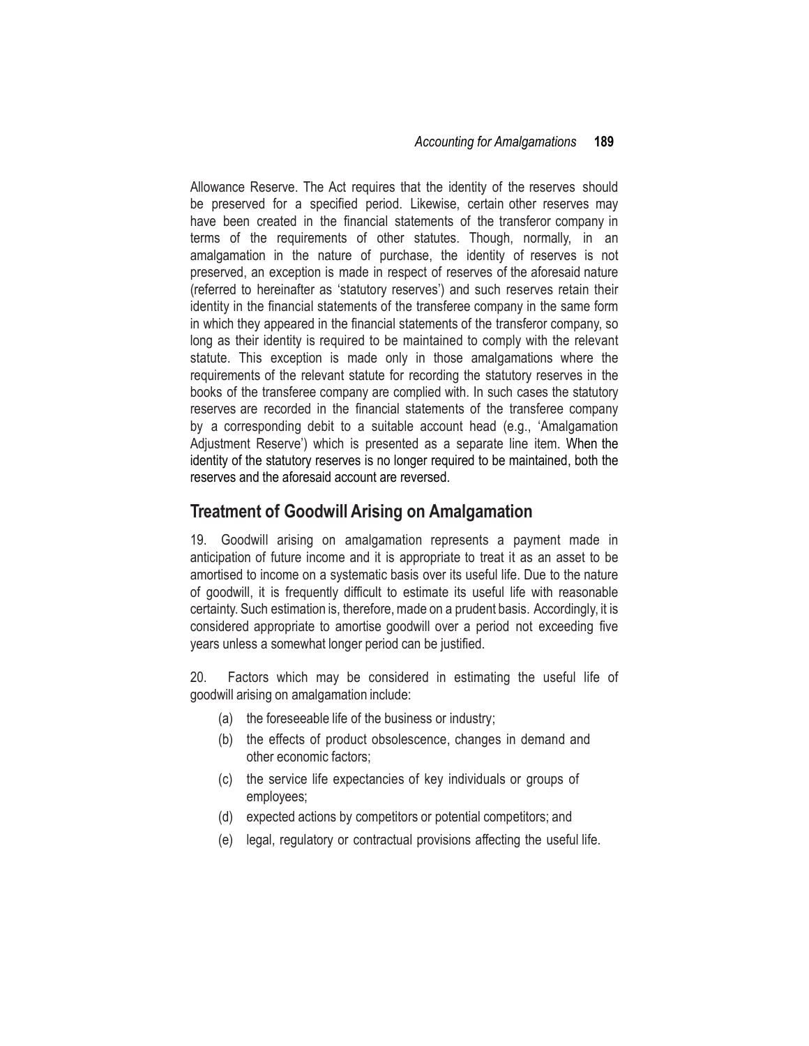Allowance Reserve. The Act requires that the identity of the reserves should be preserved for a specified period. Likewise, certain other reserves may have been created in the financial statements of the transferor company in terms of the requirements of other statutes. Though, normally, in an amalgamation in the nature of purchase, the identity of reserves is not preserved, an exception is made in respect of reserves of the aforesaid nature (referred to hereinafter as 'statutory reserves') and such reserves retain their identity in the financial statements of the transferee company in the same form in which they appeared in the financial statements of the transferor company, so long as their identity is required to be maintained to comply with the relevant statute. This exception is made only in those amalgamations where the requirements of the relevant statute for recording the statutory reserves in the books of the transferee company are complied with. In such cases the statutory reserves are recorded in the financial statements of the transferee company by a corresponding debit to a suitable account head (e.g., 'Amalgamation Adjustment Reserve') which is presented as a separate line item. When the identity of the statutory reserves is no longer required to be maintained, both the reserves and the aforesaid account are reversed.

## Treatment of Goodwill Arising on Amalgamation

19. Goodwill arising on amalgamation represents a payment made in anticipation of future income and it is appropriate to treat it as an asset to be amortised to income on a systematic basis over its useful life. Due to the nature of goodwill, it is frequently difficult to estimate its useful life with reasonable certainty. Such estimation is, therefore, made on a prudent basis. Accordingly, it is considered appropriate to amortise goodwill over a period not exceeding five years unless a somewhat longer period can be justified.

20. Factors which may be considered in estimating the useful life of goodwill arising on amalgamation include:

(a) the foreseeable life of the business or industry;

(b) the effects of product obsolescence, changes in demand and other economic factors;

(c) the service life expectancies of key individuals or groups of employees;

(d) expected actions by competitors or potential competitors; and

(e) legal, regulatory or contractual provisions affecting the useful life.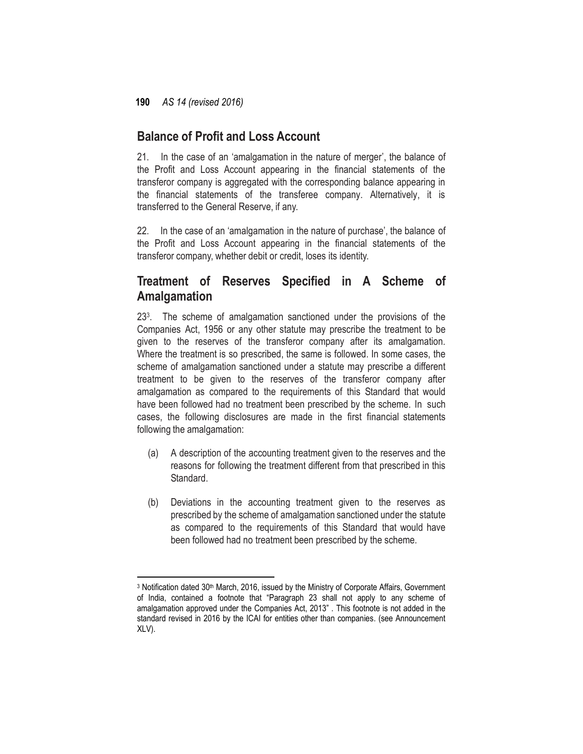## Balance of Profit and Loss Account

21. In the case of an 'amalgamation in the nature of merger', the balance of the Profit and Loss Account appearing in the financial statements of the transferor company is aggregated with the corresponding balance appearing in the financial statements of the transferee company. Alternatively, it is transferred to the General Reserve, if any.

22. In the case of an 'amalgamation in the nature of purchase', the balance of the Profit and Loss Account appearing in the financial statements of the transferor company, whether debit or credit, loses its identity.

## Treatment of Reserves Specified in A Scheme of Amalgamation

23[3]. The scheme of amalgamation sanctioned under the provisions of the Companies Act, 1956 or any other statute may prescribe the treatment to be given to the reserves of the transferor company after its amalgamation. Where the treatment is so prescribed, the same is followed. In some cases, the scheme of amalgamation sanctioned under a statute may prescribe a different treatment to be given to the reserves of the transferor company after amalgamation as compared to the requirements of this Standard that would have been followed had no treatment been prescribed by the scheme. In such cases, the following disclosures are made in the first financial statements following the amalgamation:

(a) A description of the accounting treatment given to the reserves and the reasons for following the treatment different from that prescribed in this Standard.

(b) Deviations in the accounting treatment given to the reserves as prescribed by the scheme of amalgamation sanctioned under the statute as compared to the requirements of this Standard that would have been followed had no treatment been prescribed by the scheme.

---

[3] Notification dated 30th March, 2016, issued by the Ministry of Corporate Affairs, Government of India, contained a footnote that "Paragraph 23 shall not apply to any scheme of amalgamation approved under the Companies Act, 2013" . This footnote is not added in the standard revised in 2016 by the ICAI for entities other than companies. (see Announcement XLV).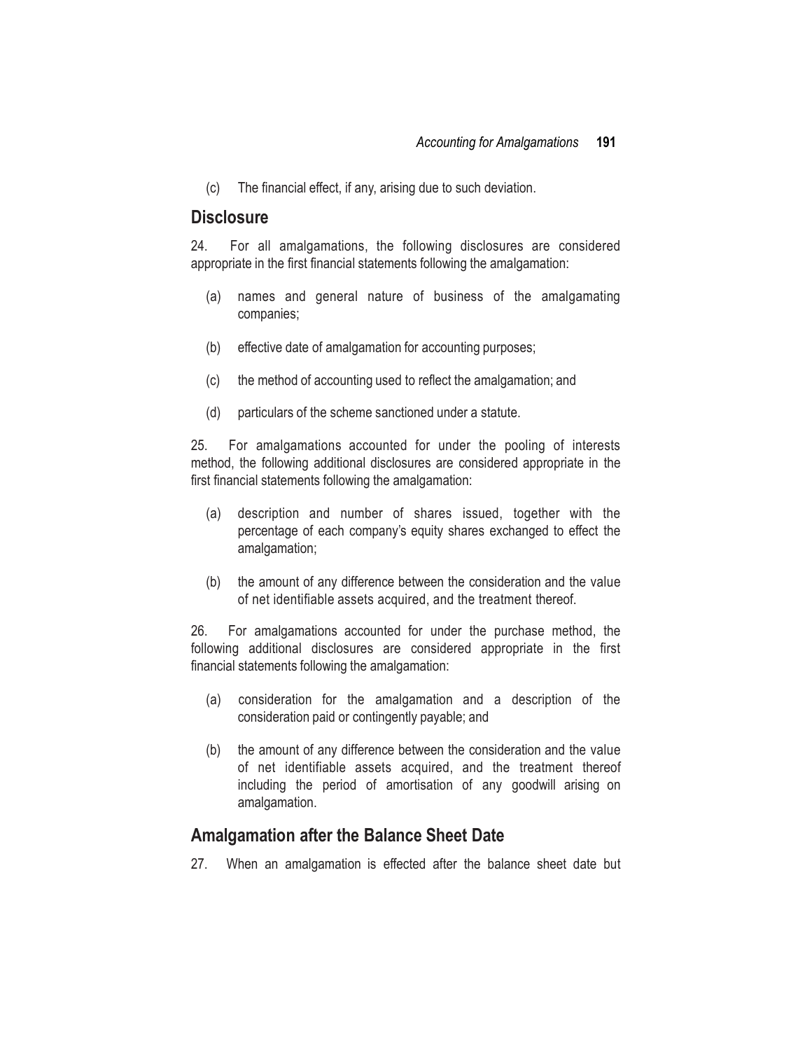(c) The financial effect, if any, arising due to such deviation.

## Disclosure

24. For all amalgamations, the following disclosures are considered appropriate in the first financial statements following the amalgamation:

(a) names and general nature of business of the amalgamating companies;

(b) effective date of amalgamation for accounting purposes;

(c) the method of accounting used to reflect the amalgamation; and

(d) particulars of the scheme sanctioned under a statute.

25. For amalgamations accounted for under the pooling of interests method, the following additional disclosures are considered appropriate in the first financial statements following the amalgamation:

(a) description and number of shares issued, together with the percentage of each company's equity shares exchanged to effect the amalgamation;

(b) the amount of any difference between the consideration and the value of net identifiable assets acquired, and the treatment thereof.

26. For amalgamations accounted for under the purchase method, the following additional disclosures are considered appropriate in the first financial statements following the amalgamation:

(a) consideration for the amalgamation and a description of the consideration paid or contingently payable; and

(b) the amount of any difference between the consideration and the value of net identifiable assets acquired, and the treatment thereof including the period of amortisation of any goodwill arising on amalgamation.

## Amalgamation after the Balance Sheet Date

27. When an amalgamation is effected after the balance sheet date but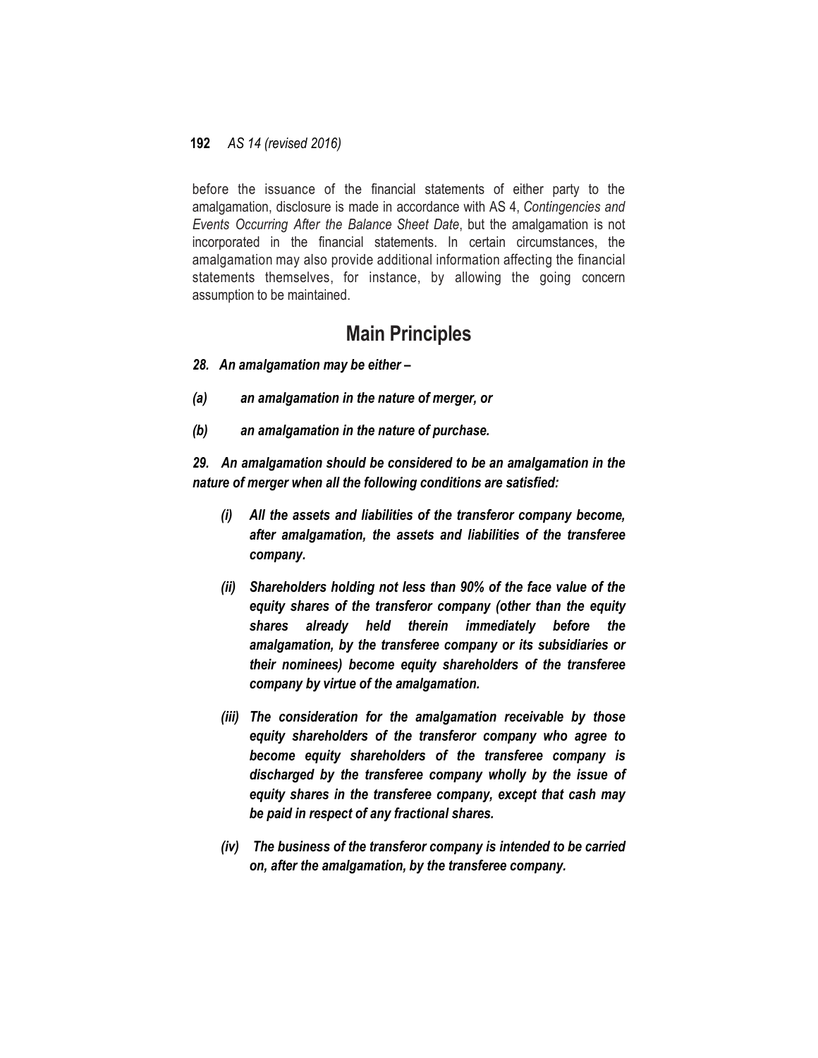before the issuance of the financial statements of either party to the amalgamation, disclosure is made in accordance with AS 4, *Contingencies and Events Occurring After the Balance Sheet Date*, but the amalgamation is not incorporated in the financial statements. In certain circumstances, the amalgamation may also provide additional information affecting the financial statements themselves, for instance, by allowing the going concern assumption to be maintained.

## Main Principles

***28. An amalgamation may be either –***

***(a) an amalgamation in the nature of merger, or***

***(b) an amalgamation in the nature of purchase.***

***29. An amalgamation should be considered to be an amalgamation in the nature of merger when all the following conditions are satisfied:***

***(i) All the assets and liabilities of the transferor company become, after amalgamation, the assets and liabilities of the transferee company.***

***(ii) Shareholders holding not less than 90% of the face value of the equity shares of the transferor company (other than the equity shares already held therein immediately before the amalgamation, by the transferee company or its subsidiaries or their nominees) become equity shareholders of the transferee company by virtue of the amalgamation.***

***(iii) The consideration for the amalgamation receivable by those equity shareholders of the transferor company who agree to become equity shareholders of the transferee company is discharged by the transferee company wholly by the issue of equity shares in the transferee company, except that cash may be paid in respect of any fractional shares.***

***(iv) The business of the transferor company is intended to be carried on, after the amalgamation, by the transferee company.***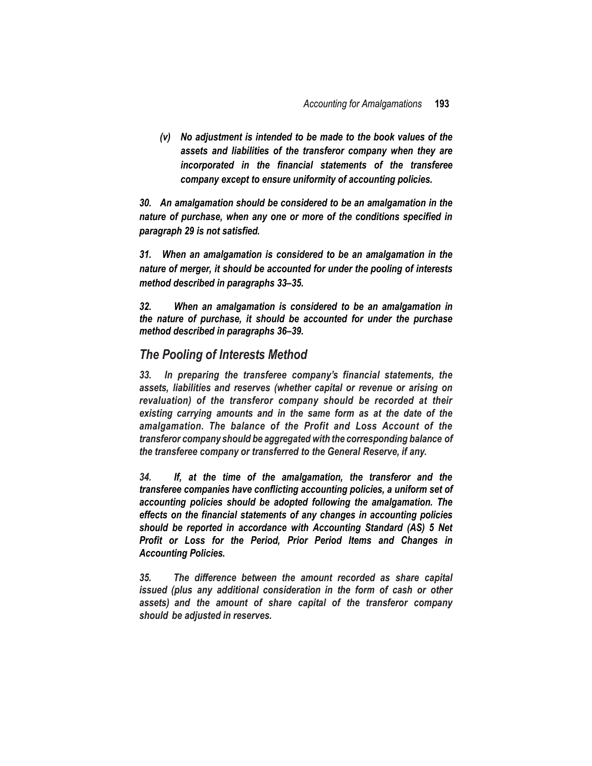*(v) **No adjustment is intended to be made to the book values of the assets and liabilities of the transferor company when they are incorporated in the financial statements of the transferee company except to ensure uniformity of accounting policies.***

***30. An amalgamation should be considered to be an amalgamation in the nature of purchase, when any one or more of the conditions specified in paragraph 29 is not satisfied.***

***31. When an amalgamation is considered to be an amalgamation in the nature of merger, it should be accounted for under the pooling of interests method described in paragraphs 33–35.***

***32. When an amalgamation is considered to be an amalgamation in the nature of purchase, it should be accounted for under the purchase method described in paragraphs 36–39.***

## The Pooling of Interests Method

***33. In preparing the transferee company's financial statements, the assets, liabilities and reserves (whether capital or revenue or arising on revaluation) of the transferor company should be recorded at their existing carrying amounts and in the same form as at the date of the amalgamation. The balance of the Profit and Loss Account of the transferor company should be aggregated with the corresponding balance of the transferee company or transferred to the General Reserve, if any.***

***34. If, at the time of the amalgamation, the transferor and the transferee companies have conflicting accounting policies, a uniform set of accounting policies should be adopted following the amalgamation. The effects on the financial statements of any changes in accounting policies should be reported in accordance with Accounting Standard (AS) 5 Net Profit or Loss for the Period, Prior Period Items and Changes in Accounting Policies.***

***35. The difference between the amount recorded as share capital issued (plus any additional consideration in the form of cash or other assets) and the amount of share capital of the transferor company should be adjusted in reserves.***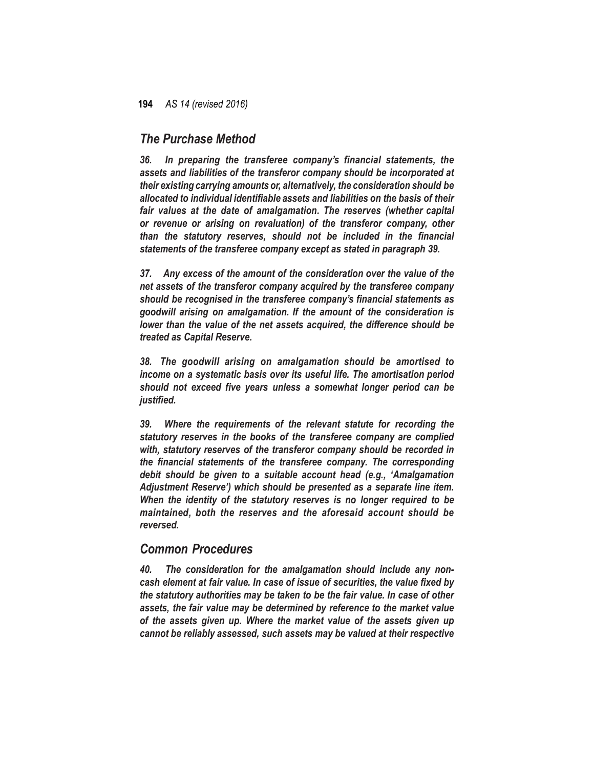## *The Purchase Method*

***36. In preparing the transferee company's financial statements, the assets and liabilities of the transferor company should be incorporated at their existing carrying amounts or, alternatively, the consideration should be allocated to individual identifiable assets and liabilities on the basis of their fair values at the date of amalgamation. The reserves (whether capital or revenue or arising on revaluation) of the transferor company, other than the statutory reserves, should not be included in the financial statements of the transferee company except as stated in paragraph 39.***

***37. Any excess of the amount of the consideration over the value of the net assets of the transferor company acquired by the transferee company should be recognised in the transferee company's financial statements as goodwill arising on amalgamation. If the amount of the consideration is lower than the value of the net assets acquired, the difference should be treated as Capital Reserve.***

***38. The goodwill arising on amalgamation should be amortised to income on a systematic basis over its useful life. The amortisation period should not exceed five years unless a somewhat longer period can be justified.***

***39. Where the requirements of the relevant statute for recording the statutory reserves in the books of the transferee company are complied with, statutory reserves of the transferor company should be recorded in the financial statements of the transferee company. The corresponding debit should be given to a suitable account head (e.g., 'Amalgamation Adjustment Reserve') which should be presented as a separate line item. When the identity of the statutory reserves is no longer required to be maintained, both the reserves and the aforesaid account should be reversed.***

## *Common Procedures*

***40. The consideration for the amalgamation should include any non-cash element at fair value. In case of issue of securities, the value fixed by the statutory authorities may be taken to be the fair value. In case of other assets, the fair value may be determined by reference to the market value of the assets given up. Where the market value of the assets given up cannot be reliably assessed, such assets may be valued at their respective***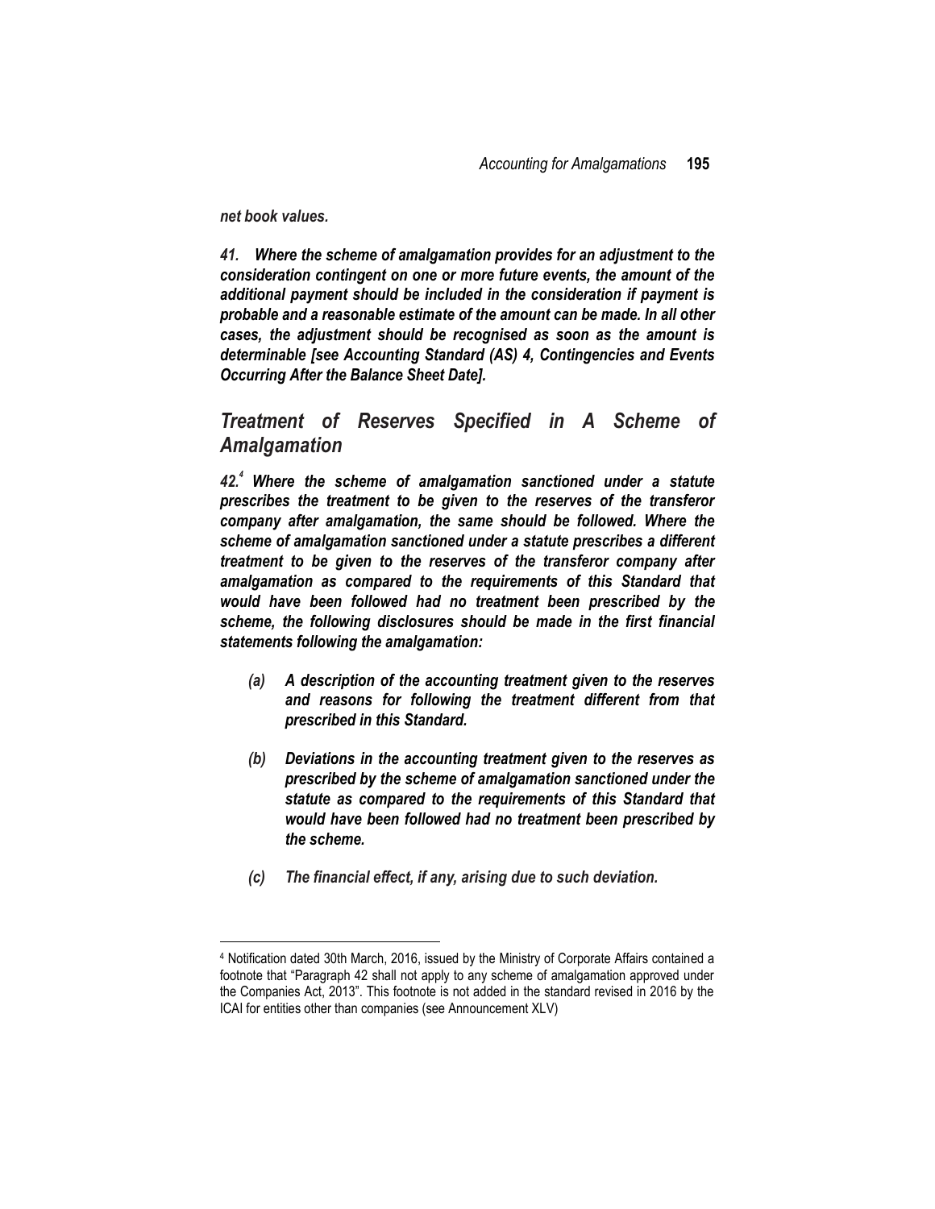***net book values.***

***41. Where the scheme of amalgamation provides for an adjustment to the consideration contingent on one or more future events, the amount of the additional payment should be included in the consideration if payment is probable and a reasonable estimate of the amount can be made. In all other cases, the adjustment should be recognised as soon as the amount is determinable [see Accounting Standard (AS) 4, Contingencies and Events Occurring After the Balance Sheet Date].***

## *Treatment of Reserves Specified in A Scheme of Amalgamation*

***42.[4] Where the scheme of amalgamation sanctioned under a statute prescribes the treatment to be given to the reserves of the transferor company after amalgamation, the same should be followed. Where the scheme of amalgamation sanctioned under a statute prescribes a different treatment to be given to the reserves of the transferor company after amalgamation as compared to the requirements of this Standard that would have been followed had no treatment been prescribed by the scheme, the following disclosures should be made in the first financial statements following the amalgamation:***

- ***(a) A description of the accounting treatment given to the reserves and reasons for following the treatment different from that prescribed in this Standard.***
- ***(b) Deviations in the accounting treatment given to the reserves as prescribed by the scheme of amalgamation sanctioned under the statute as compared to the requirements of this Standard that would have been followed had no treatment been prescribed by the scheme.***
- ***(c) The financial effect, if any, arising due to such deviation.***

---

[4] Notification dated 30th March, 2016, issued by the Ministry of Corporate Affairs contained a footnote that "Paragraph 42 shall not apply to any scheme of amalgamation approved under the Companies Act, 2013". This footnote is not added in the standard revised in 2016 by the ICAI for entities other than companies (see Announcement XLV)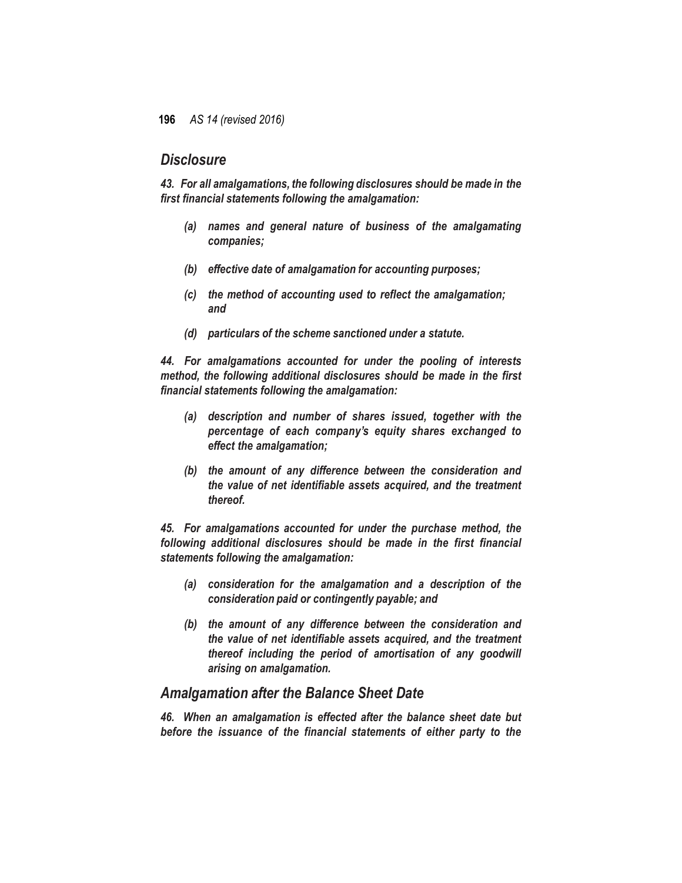## *Disclosure*

***43. For all amalgamations, the following disclosures should be made in the first financial statements following the amalgamation:***

- ***(a) names and general nature of business of the amalgamating companies;***
- ***(b) effective date of amalgamation for accounting purposes;***
- ***(c) the method of accounting used to reflect the amalgamation; and***
- ***(d) particulars of the scheme sanctioned under a statute.***

***44. For amalgamations accounted for under the pooling of interests method, the following additional disclosures should be made in the first financial statements following the amalgamation:***

- ***(a) description and number of shares issued, together with the percentage of each company's equity shares exchanged to effect the amalgamation;***
- ***(b) the amount of any difference between the consideration and the value of net identifiable assets acquired, and the treatment thereof.***

***45. For amalgamations accounted for under the purchase method, the following additional disclosures should be made in the first financial statements following the amalgamation:***

- ***(a) consideration for the amalgamation and a description of the consideration paid or contingently payable; and***
- ***(b) the amount of any difference between the consideration and the value of net identifiable assets acquired, and the treatment thereof including the period of amortisation of any goodwill arising on amalgamation.***

## *Amalgamation after the Balance Sheet Date*

***46. When an amalgamation is effected after the balance sheet date but before the issuance of the financial statements of either party to the***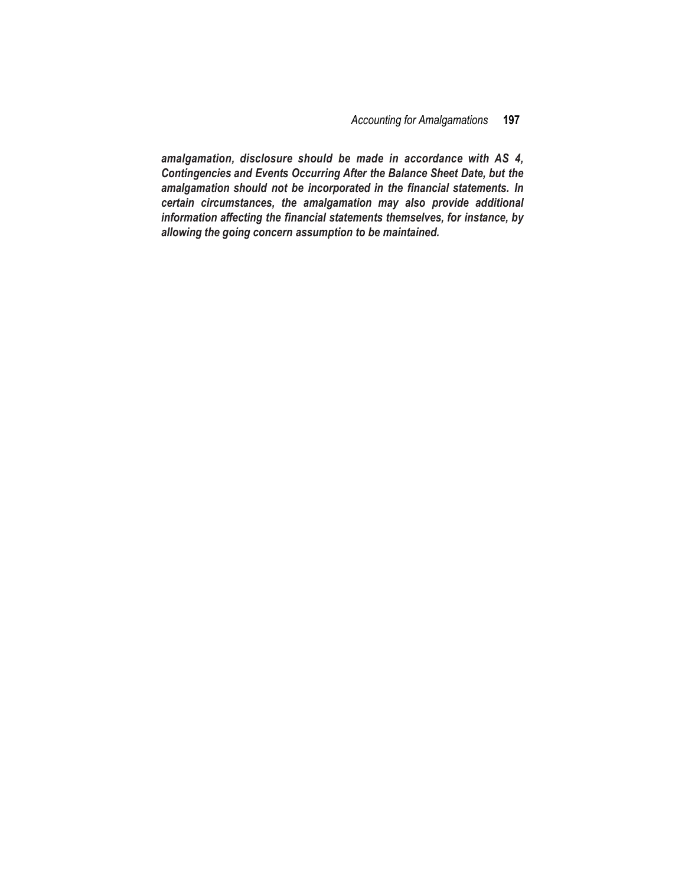***amalgamation, disclosure should be made in accordance with AS 4, Contingencies and Events Occurring After the Balance Sheet Date, but the amalgamation should not be incorporated in the financial statements. In certain circumstances, the amalgamation may also provide additional information affecting the financial statements themselves, for instance, by allowing the going concern assumption to be maintained.***